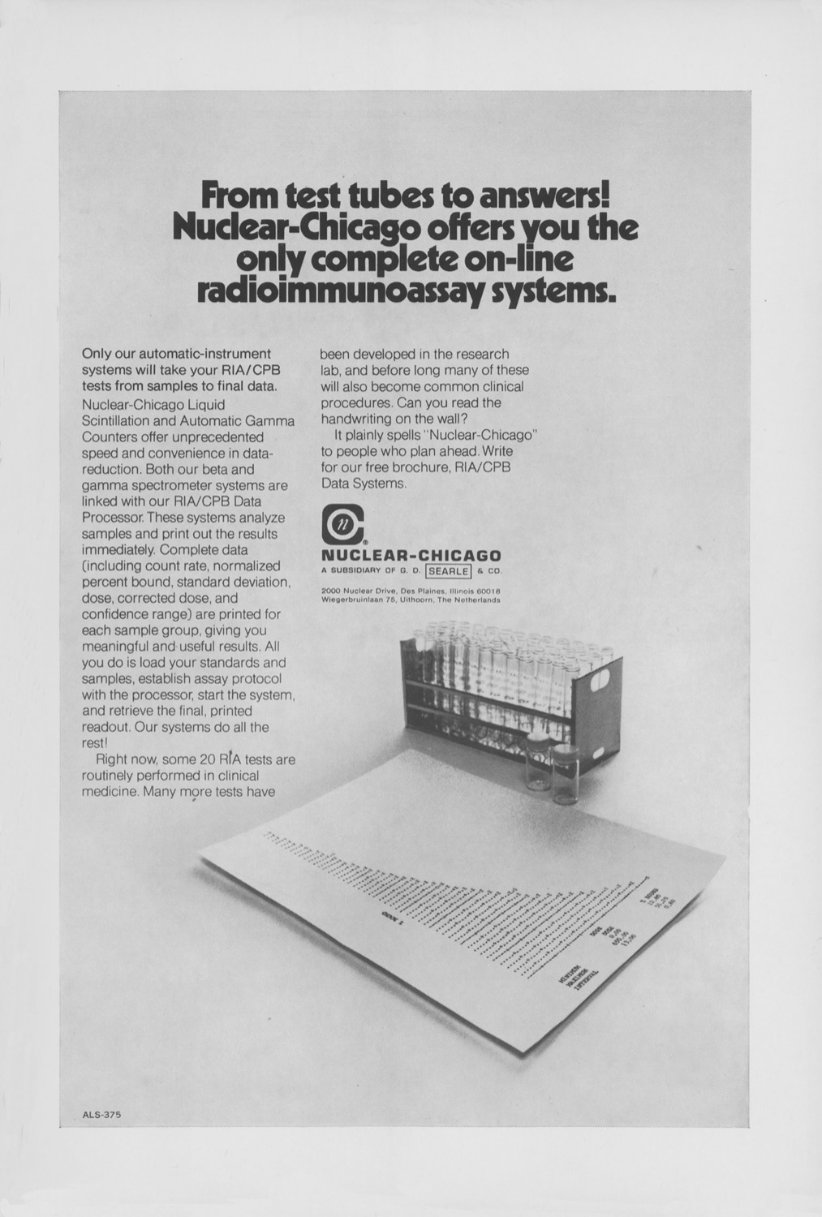# From test tubes to answers! Nuclear-Chicago offers you the only complete on-line radioimmunoassay systems.

**Only our automatic-instrument systems will take your RIA/CPB tests from samples to final data.** Nuclear-Chicago Liquid Scintillation and Automatic Gamma Counters offer unprecedented speed and convenience in data-reduction. Both our beta and gamma spectrometer systems are linked with our RIA/CPB Data Processor. These systems analyze samples and print out the results immediately. Complete data (including count rate, normalized percent bound, standard deviation, dose, corrected dose, and confidence range) are printed for each sample group, giving you meaningful and useful results. All you do is load your standards and samples, establish assay protocol with the processor, start the system, and retrieve the final, printed readout. Our systems do all the rest!

Right now, some 20 RIA tests are routinely performed in clinical medicine. Many more tests have been developed in the research lab, and before long many of these will also become common clinical procedures. Can you read the handwriting on the wall?

It plainly spells "Nuclear-Chicago" to people who plan ahead. Write for our free brochure, RIA/CPB Data Systems.

**NUCLEAR-CHICAGO**
A SUBSIDIARY OF G. D. SEARLE & CO.

2000 Nuclear Drive, Des Plaines, Illinois 60018
Wiegerbruinlaan 75, Uithoorn, The Netherlands

ALS-375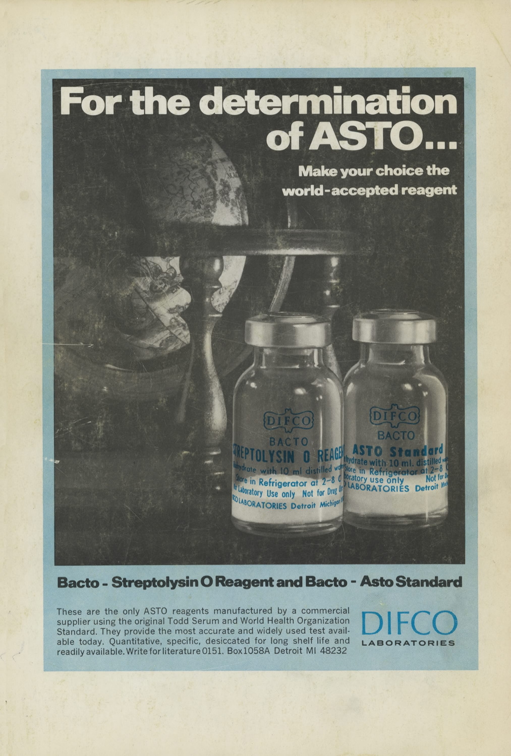# For the determination of ASTO...

**Make your choice the world-accepted reagent**

## Bacto - Streptolysin O Reagent and Bacto - Asto Standard

These are the only ASTO reagents manufactured by a commercial supplier using the original Todd Serum and World Health Organization Standard. They provide the most accurate and widely used test available today. Quantitative, specific, desiccated for long shelf life and readily available. Write for literature 0151. Box 1058A Detroit MI 48232

DIFCO
LABORATORIES